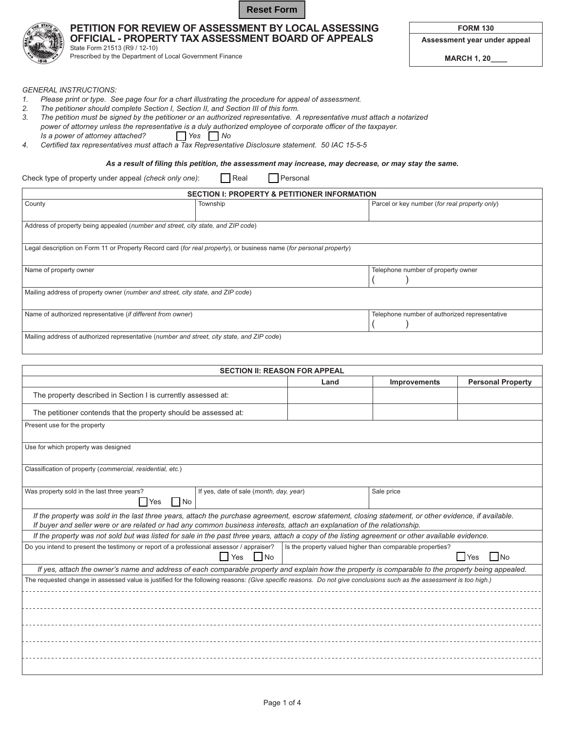Reset Form

# PETITION FOR REVIEW OF ASSESSMENT BY LOCAL ASSESSING OFFICIAL - PROPERTY TAX ASSESSMENT BOARD OF APPEALS

State Form 21513 (R9 / 12-10)
Prescribed by the Department of Local Government Finance

| FORM 130 |
|---|
| Assessment year under appeal |
| MARCH 1, 20____ |

*GENERAL INSTRUCTIONS:*

1. *Please print or type. See page four for a chart illustrating the procedure for appeal of assessment.*
2. *The petitioner should complete Section I, Section II, and Section III of this form.*
3. *The petition must be signed by the petitioner or an authorized representative. A representative must attach a notarized power of attorney unless the representative is a duly authorized employee of corporate officer of the taxpayer.*
   *Is a power of attorney attached?* ☐ *Yes* ☐ *No*
4. *Certified tax representatives must attach a Tax Representative Disclosure statement. 50 IAC 15-5-5*

***As a result of filing this petition, the assessment may increase, may decrease, or may stay the same.***

Check type of property under appeal *(check only one)*: ☐ Real ☐ Personal

| **SECTION I: PROPERTY & PETITIONER INFORMATION** | | |
|---|---|---|
| County | Township | Parcel or key number (*for real property only*) |
| Address of property being appealed (*number and street, city state, and ZIP code*) | | |
| Legal description on Form 11 or Property Record card (*for real property*), or business name (*for personal property*) | | |
| Name of property owner | | Telephone number of property owner ( ) |
| Mailing address of property owner (*number and street, city state, and ZIP code*) | | |
| Name of authorized representative (*if different from owner*) | | Telephone number of authorized representative ( ) |
| Mailing address of authorized representative (*number and street, city state, and ZIP code*) | | |

| **SECTION II: REASON FOR APPEAL** | | | |
|---|---|---|---|
| | **Land** | **Improvements** | **Personal Property** |
| The property described in Section I is currently assessed at: | | | |
| The petitioner contends that the property should be assessed at: | | | |
| Present use for the property | | | |
| Use for which property was designed | | | |
| Classification of property (*commercial, residential, etc.*) | | | |
| Was property sold in the last three years? ☐ Yes ☐ No | If yes, date of sale (*month, day, year*) | Sale price | |
| *If the property was sold in the last three years, attach the purchase agreement, escrow statement, closing statement, or other evidence, if available. If buyer and seller were or are related or had any common business interests, attach an explanation of the relationship.* | | | |
| *If the property was not sold but was listed for sale in the past three years, attach a copy of the listing agreement or other available evidence.* | | | |
| Do you intend to present the testimony or report of a professional assessor / appraiser? ☐ Yes ☐ No | Is the property valued higher than comparable properties? ☐ Yes ☐ No | | |
| *If yes, attach the owner's name and address of each comparable property and explain how the property is comparable to the property being appealed.* | | | |
| The requested change in assessed value is justified for the following reasons: *(Give specific reasons. Do not give conclusions such as the assessment is too high.)* | | | |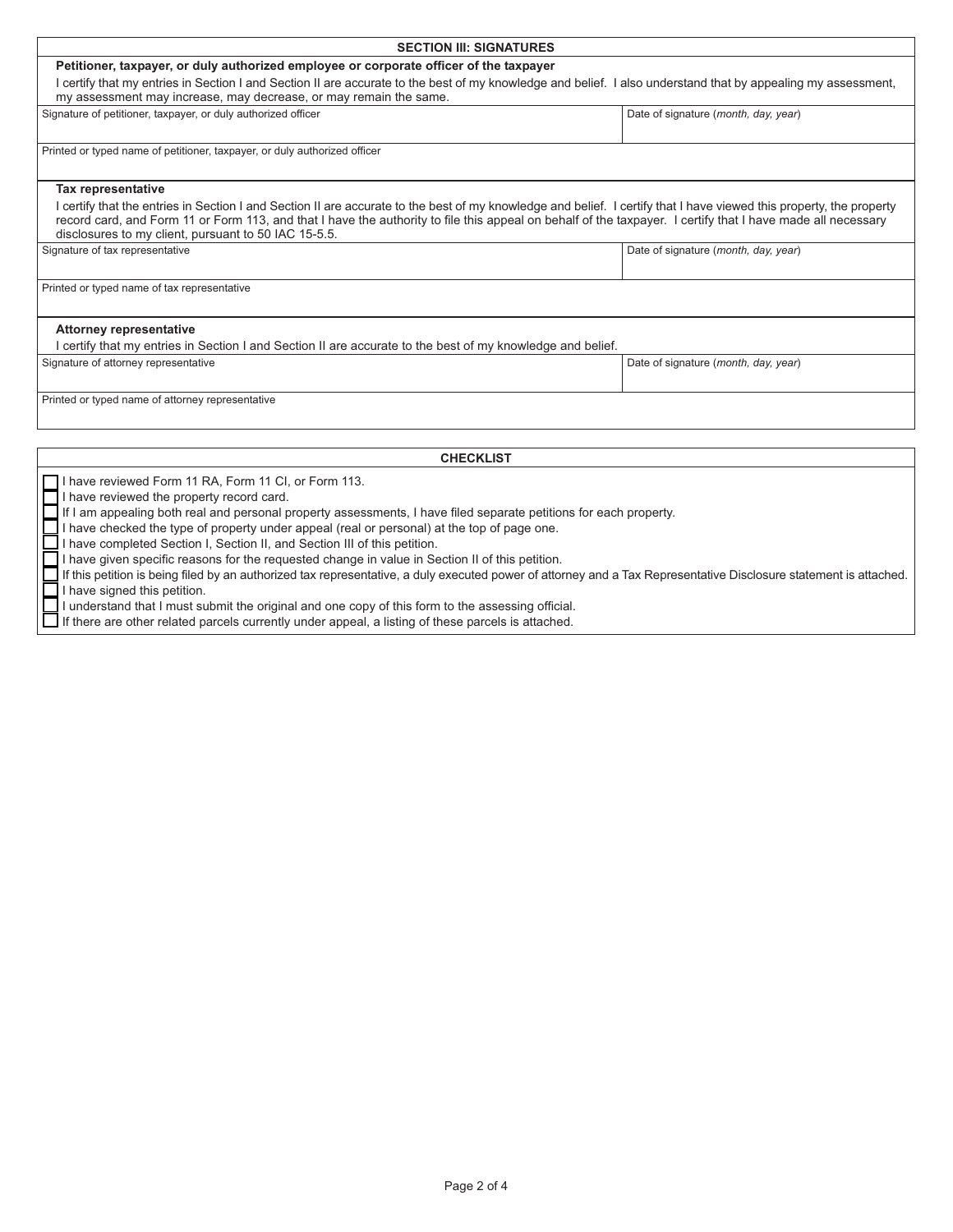## SECTION III: SIGNATURES

**Petitioner, taxpayer, or duly authorized employee or corporate officer of the taxpayer**

I certify that my entries in Section I and Section II are accurate to the best of my knowledge and belief. I also understand that by appealing my assessment, my assessment may increase, may decrease, or may remain the same.

| Signature of petitioner, taxpayer, or duly authorized officer | Date of signature (*month, day, year*) |
|---|---|
| | |

| Printed or typed name of petitioner, taxpayer, or duly authorized officer |
|---|
| |

**Tax representative**

I certify that the entries in Section I and Section II are accurate to the best of my knowledge and belief. I certify that I have viewed this property, the property record card, and Form 11 or Form 113, and that I have the authority to file this appeal on behalf of the taxpayer. I certify that I have made all necessary disclosures to my client, pursuant to 50 IAC 15-5.5.

| Signature of tax representative | Date of signature (*month, day, year*) |
|---|---|
| | |

| Printed or typed name of tax representative |
|---|
| |

**Attorney representative**

I certify that my entries in Section I and Section II are accurate to the best of my knowledge and belief.

| Signature of attorney representative | Date of signature (*month, day, year*) |
|---|---|
| | |

| Printed or typed name of attorney representative |
|---|
| |

## CHECKLIST

- ☐ I have reviewed Form 11 RA, Form 11 CI, or Form 113.
- ☐ I have reviewed the property record card.
- ☐ If I am appealing both real and personal property assessments, I have filed separate petitions for each property.
- ☐ I have checked the type of property under appeal (real or personal) at the top of page one.
- ☐ I have completed Section I, Section II, and Section III of this petition.
- ☐ I have given specific reasons for the requested change in value in Section II of this petition.
- ☐ If this petition is being filed by an authorized tax representative, a duly executed power of attorney and a Tax Representative Disclosure statement is attached.
- ☐ I have signed this petition.
- ☐ I understand that I must submit the original and one copy of this form to the assessing official.
- ☐ If there are other related parcels currently under appeal, a listing of these parcels is attached.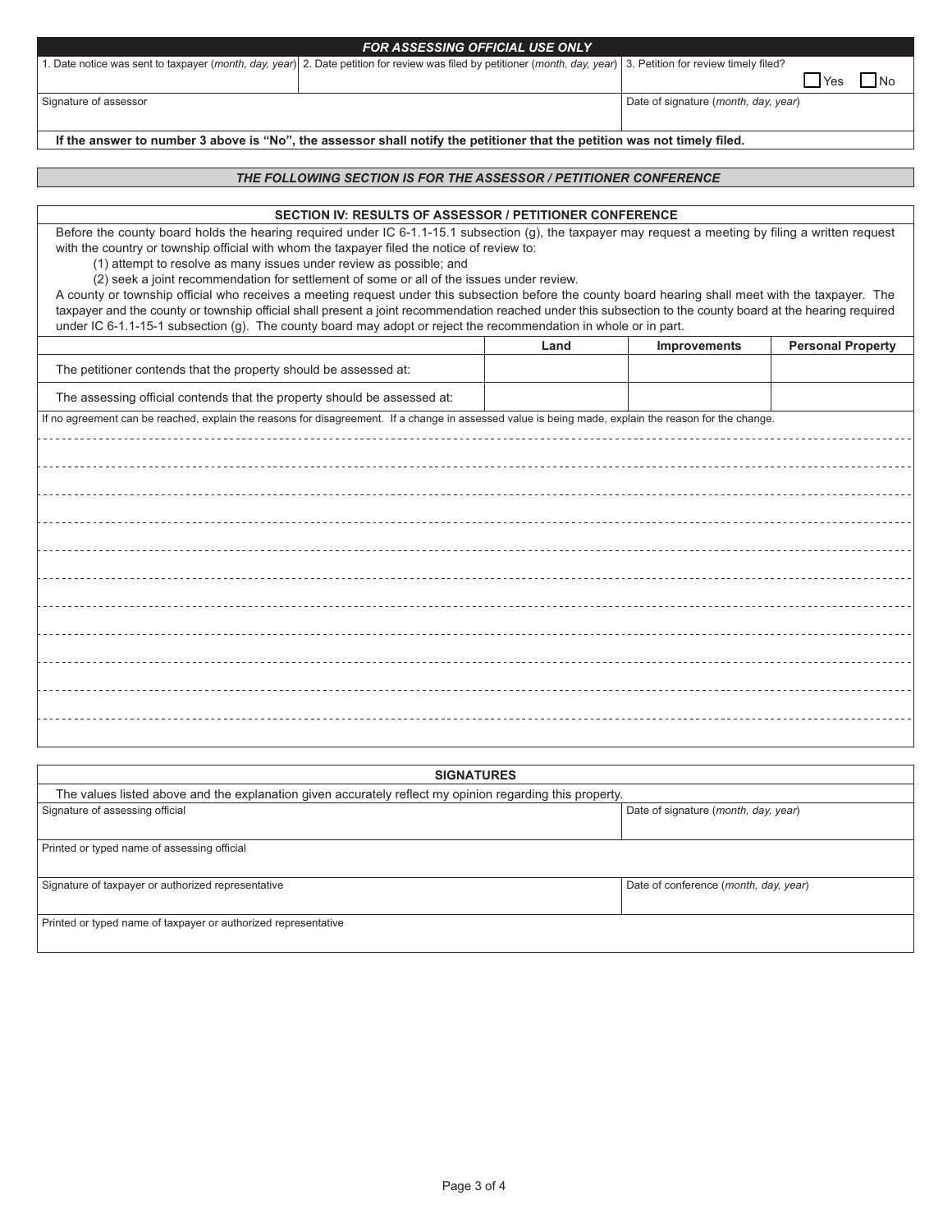| ***FOR ASSESSING OFFICIAL USE ONLY*** | | |
|---|---|---|
| 1. Date notice was sent to taxpayer (*month, day, year*) | 2. Date petition for review was filed by petitioner (*month, day, year*) | 3. Petition for review timely filed? ☐ Yes ☐ No |
| Signature of assessor | | Date of signature (*month, day, year*) |

**If the answer to number 3 above is "No", the assessor shall notify the petitioner that the petition was not timely filed.**

***THE FOLLOWING SECTION IS FOR THE ASSESSOR / PETITIONER CONFERENCE***

## SECTION IV: RESULTS OF ASSESSOR / PETITIONER CONFERENCE

Before the county board holds the hearing required under IC 6-1.1-15.1 subsection (g), the taxpayer may request a meeting by filing a written request with the country or township official with whom the taxpayer filed the notice of review to:

(1) attempt to resolve as many issues under review as possible; and

(2) seek a joint recommendation for settlement of some or all of the issues under review.

A county or township official who receives a meeting request under this subsection before the county board hearing shall meet with the taxpayer. The taxpayer and the county or township official shall present a joint recommendation reached under this subsection to the county board at the hearing required under IC 6-1.1-15-1 subsection (g). The county board may adopt or reject the recommendation in whole or in part.

| | Land | Improvements | Personal Property |
|---|---|---|---|
| The petitioner contends that the property should be assessed at: | | | |
| The assessing official contends that the property should be assessed at: | | | |

If no agreement can be reached, explain the reasons for disagreement. If a change in assessed value is being made, explain the reason for the change.

## SIGNATURES

The values listed above and the explanation given accurately reflect my opinion regarding this property.

| Signature of assessing official | Date of signature (*month, day, year*) |
|---|---|
| Printed or typed name of assessing official | |
| Signature of taxpayer or authorized representative | Date of conference (*month, day, year*) |
| Printed or typed name of taxpayer or authorized representative | |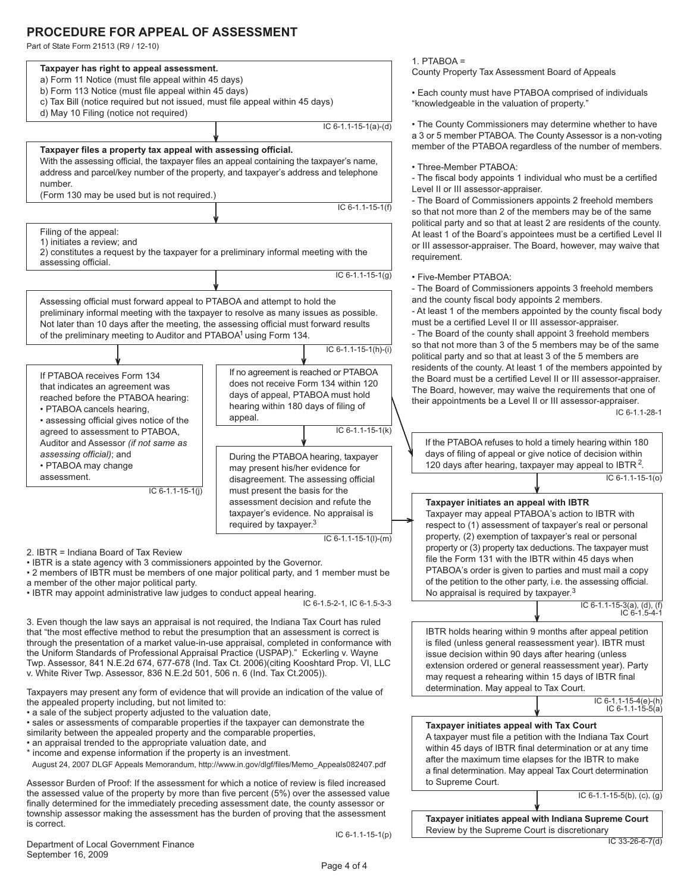# PROCEDURE FOR APPEAL OF ASSESSMENT

Part of State Form 21513 (R9 / 12-10)

**Taxpayer has right to appeal assessment.**
a) Form 11 Notice (must file appeal within 45 days)
b) Form 113 Notice (must file appeal within 45 days)
c) Tax Bill (notice required but not issued, must file appeal within 45 days)
d) May 10 Filing (notice not required)

IC 6-1.1-15-1(a)-(d)

**Taxpayer files a property tax appeal with assessing official.**
With the assessing official, the taxpayer files an appeal containing the taxpayer's name, address and parcel/key number of the property, and taxpayer's address and telephone number.
(Form 130 may be used but is not required.)

IC 6-1.1-15-1(f)

Filing of the appeal:
1) initiates a review; and
2) constitutes a request by the taxpayer for a preliminary informal meeting with the assessing official.

IC 6-1.1-15-1(g)

Assessing official must forward appeal to PTABOA and attempt to hold the preliminary informal meeting with the taxpayer to resolve as many issues as possible. Not later than 10 days after the meeting, the assessing official must forward results of the preliminary meeting to Auditor and PTABOA[1] using Form 134.

IC 6-1.1-15-1(h)-(i)

If PTABOA receives Form 134 that indicates an agreement was reached before the PTABOA hearing:
- PTABOA cancels hearing,
- assessing official gives notice of the agreed to assessment to PTABOA, Auditor and Assessor *(if not same as assessing official)*; and
- PTABOA may change assessment.

IC 6-1.1-15-1(j)

If no agreement is reached or PTABOA does not receive Form 134 within 120 days of appeal, PTABOA must hold hearing within 180 days of filing of appeal.

IC 6-1.1-15-1(k)

During the PTABOA hearing, taxpayer may present his/her evidence for disagreement. The assessing official must present the basis for the assessment decision and refute the taxpayer's evidence. No appraisal is required by taxpayer.[3]

IC 6-1.1-15-1(l)-(m)

If the PTABOA refuses to hold a timely hearing within 180 days of filing of appeal or give notice of decision within 120 days after hearing, taxpayer may appeal to IBTR[2].

IC 6-1.1-15-1(o)

**Taxpayer initiates an appeal with IBTR**
Taxpayer may appeal PTABOA's action to IBTR with respect to (1) assessment of taxpayer's real or personal property, (2) exemption of taxpayer's real or personal property or (3) property tax deductions. The taxpayer must file the Form 131 with the IBTR within 45 days when PTABOA's order is given to parties and must mail a copy of the petition to the other party, i.e. the assessing official. No appraisal is required by taxpayer.[3]

IC 6-1.1-15-3(a), (d), (f)
IC 6-1.5-4-1

IBTR holds hearing within 9 months after appeal petition is filed (unless general reassessment year). IBTR must issue decision within 90 days after hearing (unless extension ordered or general reassessment year). Party may request a rehearing within 15 days of IBTR final determination. May appeal to Tax Court.

IC 6-1.1-15-4(e)-(h)
IC 6-1.1-15-5(a)

**Taxpayer initiates appeal with Tax Court**
A taxpayer must file a petition with the Indiana Tax Court within 45 days of IBTR final determination or at any time after the maximum time elapses for the IBTR to make a final determination. May appeal Tax Court determination to Supreme Court.

IC 6-1.1-15-5(b), (c), (g)

**Taxpayer initiates appeal with Indiana Supreme Court**
Review by the Supreme Court is discretionary

IC 33-26-6-7(d)

---

1. PTABOA =
County Property Tax Assessment Board of Appeals

- Each county must have PTABOA comprised of individuals "knowledgeable in the valuation of property."
- The County Commissioners may determine whether to have a 3 or 5 member PTABOA. The County Assessor is a non-voting member of the PTABOA regardless of the number of members.
- Three-Member PTABOA:
  - The fiscal body appoints 1 individual who must be a certified Level II or III assessor-appraiser.
  - The Board of Commissioners appoints 2 freehold members so that not more than 2 of the members may be of the same political party and so that at least 2 are residents of the county. At least 1 of the Board's appointees must be a certified Level II or III assessor-appraiser. The Board, however, may waive that requirement.
- Five-Member PTABOA:
  - The Board of Commissioners appoints 3 freehold members and the county fiscal body appoints 2 members.
  - At least 1 of the members appointed by the county fiscal body must be a certified Level II or III assessor-appraiser.
  - The Board of the county shall appoint 3 freehold members so that not more than 3 of the 5 members may be of the same political party and so that at least 3 of the 5 members are residents of the county. At least 1 of the members appointed by the Board must be a certified Level II or III assessor-appraiser. The Board, however, may waive the requirements that one of their appointments be a Level II or III assessor-appraiser.

IC 6-1.1-28-1

2. IBTR = Indiana Board of Tax Review
- IBTR is a state agency with 3 commissioners appointed by the Governor.
- 2 members of IBTR must be members of one major political party, and 1 member must be a member of the other major political party.
- IBTR may appoint administrative law judges to conduct appeal hearing.

IC 6-1.5-2-1, IC 6-1.5-3-3

3. Even though the law says an appraisal is not required, the Indiana Tax Court has ruled that "the most effective method to rebut the presumption that an assessment is correct is through the presentation of a market value-in-use appraisal, completed in conformance with the Uniform Standards of Professional Appraisal Practice (USPAP)." Eckerling v. Wayne Twp. Assessor, 841 N.E.2d 674, 677-678 (Ind. Tax Ct. 2006)(citing Kooshtard Prop. VI, LLC v. White River Twp. Assessor, 836 N.E.2d 501, 506 n. 6 (Ind. Tax Ct.2005)).

Taxpayers may present any form of evidence that will provide an indication of the value of the appealed property including, but not limited to:
- a sale of the subject property adjusted to the valuation date,
- sales or assessments of comparable properties if the taxpayer can demonstrate the similarity between the appealed property and the comparable properties,
- an appraisal trended to the appropriate valuation date, and
- income and expense information if the property is an investment.

August 24, 2007 DLGF Appeals Memorandum, http://www.in.gov/dlgf/files/Memo_Appeals082407.pdf

Assessor Burden of Proof: If the assessment for which a notice of review is filed increased the assessed value of the property by more than five percent (5%) over the assessed value finally determined for the immediately preceding assessment date, the county assessor or township assessor making the assessment has the burden of proving that the assessment is correct.

IC 6-1.1-15-1(p)

Department of Local Government Finance
September 16, 2009